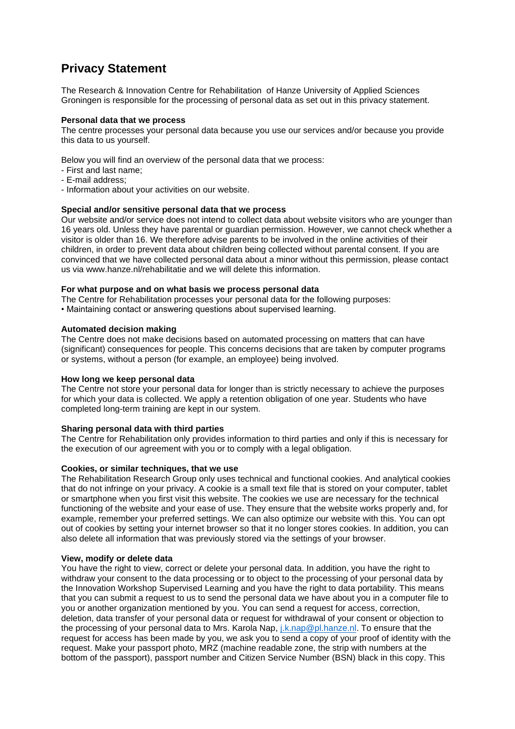# Privacy Statement

The Research & Innovation Centre for Rehabilitation of Hanze University of Applied Sciences Groningen is responsible for the processing of personal data as set out in this privacy statement.

**Personal data that we process**

The centre processes your personal data because you use our services and/or because you provide this data to us yourself.

Below you will find an overview of the personal data that we process:

- First and last name;
- E-mail address;
- Information about your activities on our website.

**Special and/or sensitive personal data that we process**

Our website and/or service does not intend to collect data about website visitors who are younger than 16 years old. Unless they have parental or guardian permission. However, we cannot check whether a visitor is older than 16. We therefore advise parents to be involved in the online activities of their children, in order to prevent data about children being collected without parental consent. If you are convinced that we have collected personal data about a minor without this permission, please contact us via www.hanze.nl/rehabilitatie and we will delete this information.

**For what purpose and on what basis we process personal data**

The Centre for Rehabilitation processes your personal data for the following purposes:

• Maintaining contact or answering questions about supervised learning.

**Automated decision making**

The Centre does not make decisions based on automated processing on matters that can have (significant) consequences for people. This concerns decisions that are taken by computer programs or systems, without a person (for example, an employee) being involved.

**How long we keep personal data**

The Centre not store your personal data for longer than is strictly necessary to achieve the purposes for which your data is collected. We apply a retention obligation of one year. Students who have completed long-term training are kept in our system.

**Sharing personal data with third parties**

The Centre for Rehabilitation only provides information to third parties and only if this is necessary for the execution of our agreement with you or to comply with a legal obligation.

**Cookies, or similar techniques, that we use**

The Rehabilitation Research Group only uses technical and functional cookies. And analytical cookies that do not infringe on your privacy. A cookie is a small text file that is stored on your computer, tablet or smartphone when you first visit this website. The cookies we use are necessary for the technical functioning of the website and your ease of use. They ensure that the website works properly and, for example, remember your preferred settings. We can also optimize our website with this. You can opt out of cookies by setting your internet browser so that it no longer stores cookies. In addition, you can also delete all information that was previously stored via the settings of your browser.

**View, modify or delete data**

You have the right to view, correct or delete your personal data. In addition, you have the right to withdraw your consent to the data processing or to object to the processing of your personal data by the Innovation Workshop Supervised Learning and you have the right to data portability. This means that you can submit a request to us to send the personal data we have about you in a computer file to you or another organization mentioned by you. You can send a request for access, correction, deletion, data transfer of your personal data or request for withdrawal of your consent or objection to the processing of your personal data to Mrs. Karola Nap, j.k.nap@pl.hanze.nl. To ensure that the request for access has been made by you, we ask you to send a copy of your proof of identity with the request. Make your passport photo, MRZ (machine readable zone, the strip with numbers at the bottom of the passport), passport number and Citizen Service Number (BSN) black in this copy. This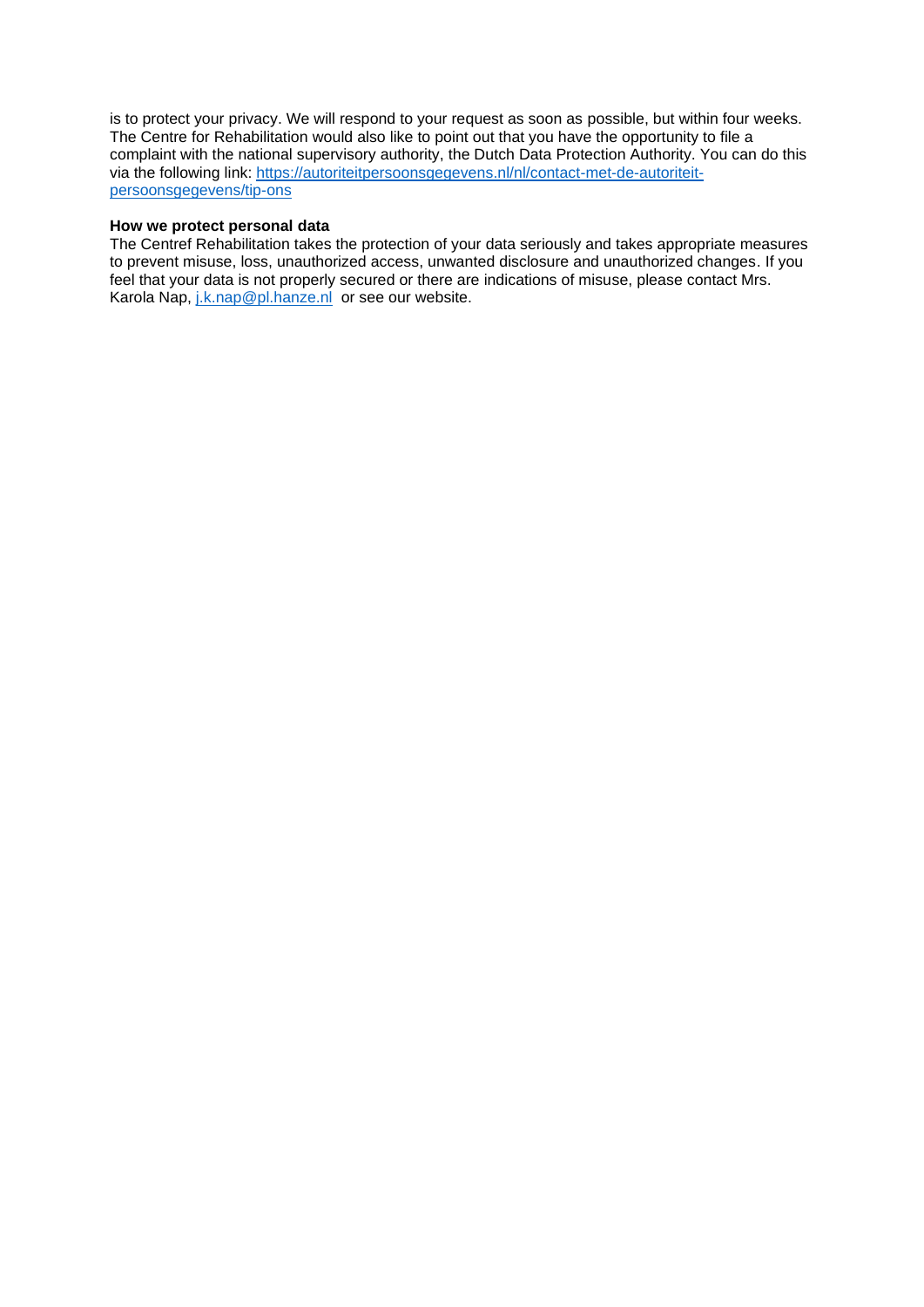is to protect your privacy. We will respond to your request as soon as possible, but within four weeks. The Centre for Rehabilitation would also like to point out that you have the opportunity to file a complaint with the national supervisory authority, the Dutch Data Protection Authority. You can do this via the following link: https://autoriteitpersoonsgegevens.nl/nl/contact-met-de-autoriteit-persoonsgegevens/tip-ons

**How we protect personal data**

The Centref Rehabilitation takes the protection of your data seriously and takes appropriate measures to prevent misuse, loss, unauthorized access, unwanted disclosure and unauthorized changes. If you feel that your data is not properly secured or there are indications of misuse, please contact Mrs. Karola Nap, j.k.nap@pl.hanze.nl or see our website.